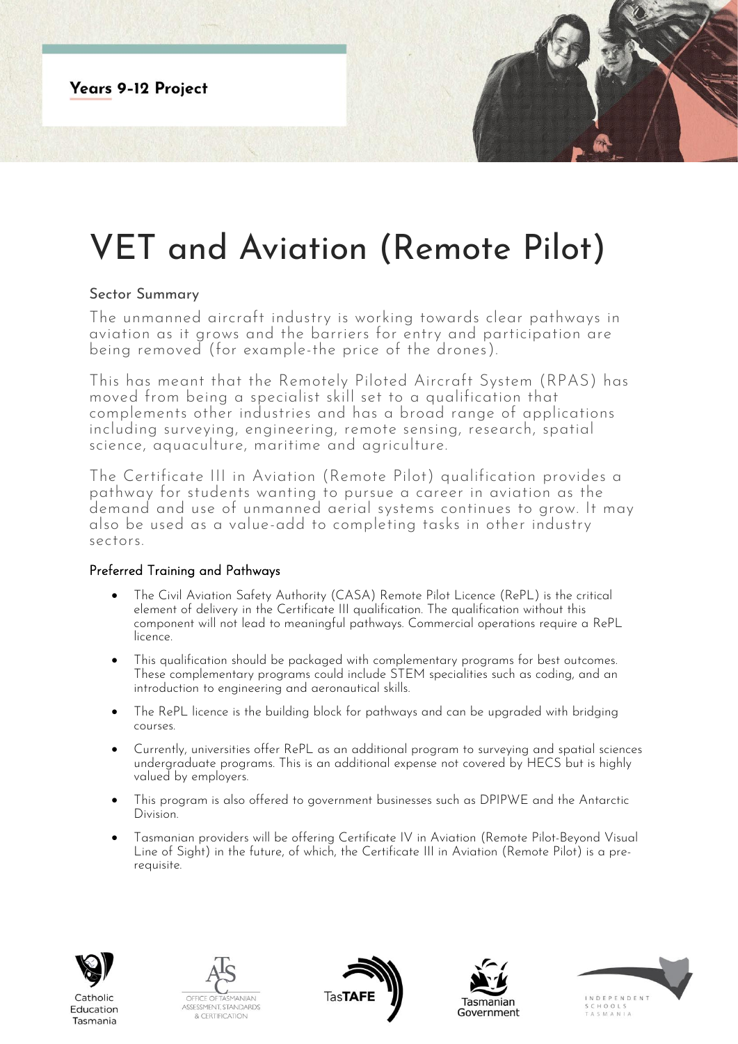**Years 9-12 Project**

# VET and Aviation (Remote Pilot)

## Sector Summary

The unmanned aircraft industry is working towards clear pathways in aviation as it grows and the barriers for entry and participation are being removed (for example-the price of the drones).

This has meant that the Remotely Piloted Aircraft System (RPAS) has moved from being a specialist skill set to a qualification that complements other industries and has a broad range of applications including surveying, engineering, remote sensing, research, spatial science, aquaculture, maritime and agriculture.

The Certificate III in Aviation (Remote Pilot) qualification provides a pathway for students wanting to pursue a career in aviation as the demand and use of unmanned aerial systems continues to grow. It may also be used as a value-add to completing tasks in other industry sectors.

### Preferred Training and Pathways

- The Civil Aviation Safety Authority (CASA) Remote Pilot Licence (RePL) is the critical element of delivery in the Certificate III qualification. The qualification without this component will not lead to meaningful pathways. Commercial operations require a RePL licence.
- This qualification should be packaged with complementary programs for best outcomes. These complementary programs could include STEM specialities such as coding, and an introduction to engineering and aeronautical skills.
- The RePL licence is the building block for pathways and can be upgraded with bridging courses.
- Currently, universities offer RePL as an additional program to surveying and spatial sciences undergraduate programs. This is an additional expense not covered by HECS but is highly valued by employers.
- This program is also offered to government businesses such as DPIPWE and the Antarctic Division.
- Tasmanian providers will be offering Certificate IV in Aviation (Remote Pilot-Beyond Visual Line of Sight) in the future, of which, the Certificate III in Aviation (Remote Pilot) is a pre-requisite.

Catholic Education Tasmania | Office of Tasmanian Assessment, Standards & Certification | TasTAFE | Tasmanian Government | Independent Schools Tasmania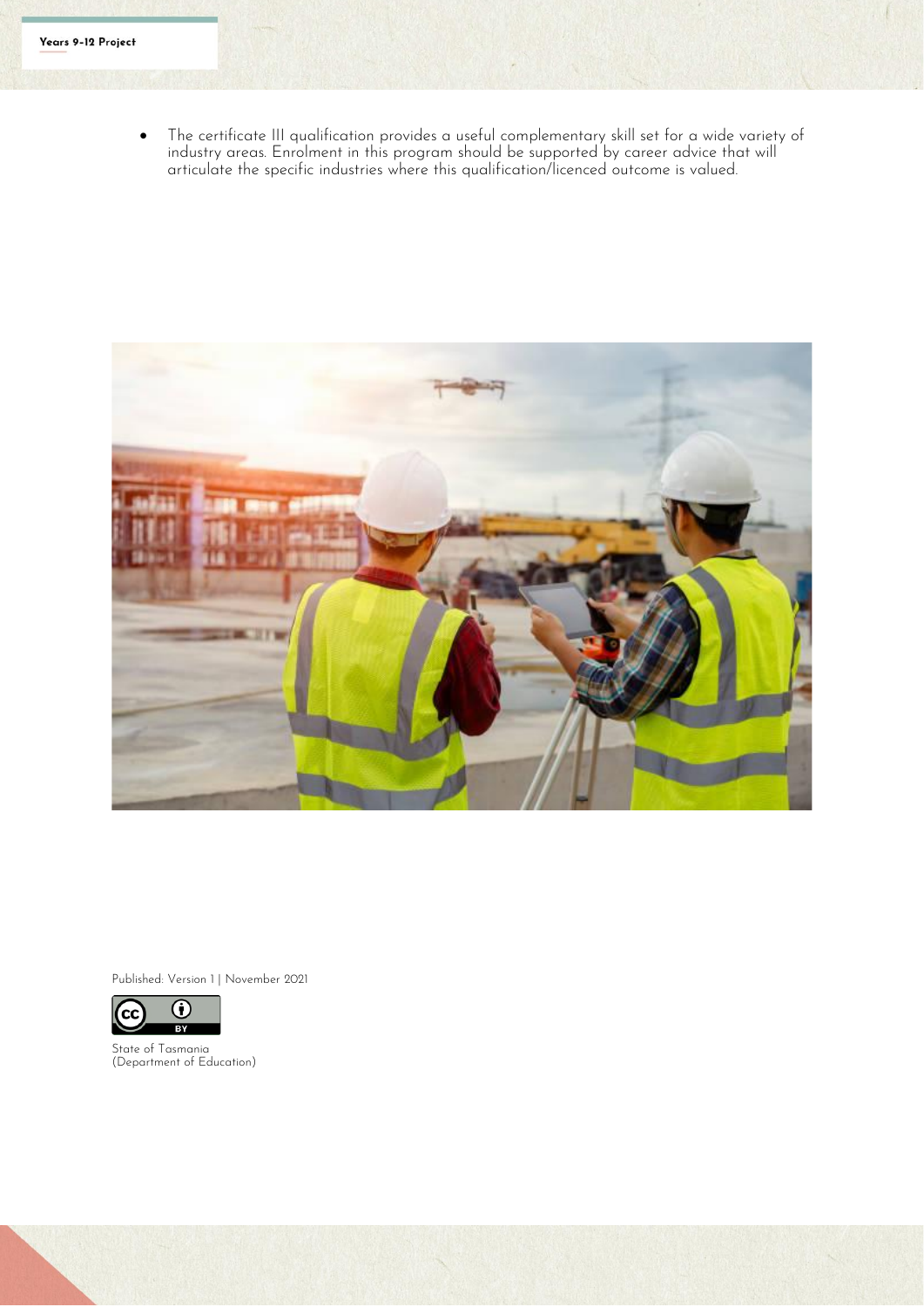- The certificate III qualification provides a useful complementary skill set for a wide variety of industry areas. Enrolment in this program should be supported by career advice that will articulate the specific industries where this qualification/licenced outcome is valued.

Published: Version 1 | November 2021

State of Tasmania
(Department of Education)